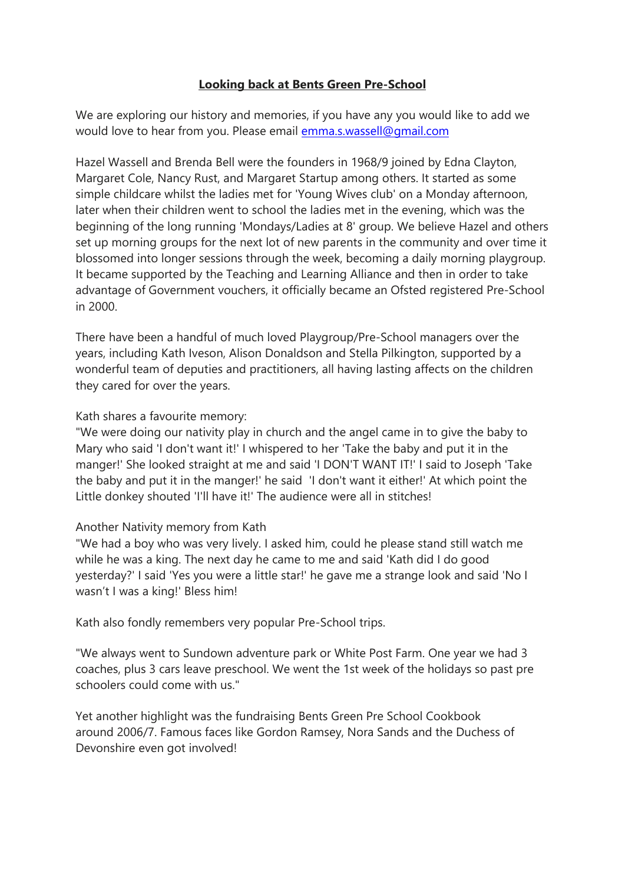# Looking back at Bents Green Pre-School

We are exploring our history and memories, if you have any you would like to add we would love to hear from you. Please email emma.s.wassell@gmail.com

Hazel Wassell and Brenda Bell were the founders in 1968/9 joined by Edna Clayton, Margaret Cole, Nancy Rust, and Margaret Startup among others. It started as some simple childcare whilst the ladies met for 'Young Wives club' on a Monday afternoon, later when their children went to school the ladies met in the evening, which was the beginning of the long running 'Mondays/Ladies at 8' group. We believe Hazel and others set up morning groups for the next lot of new parents in the community and over time it blossomed into longer sessions through the week, becoming a daily morning playgroup. It became supported by the Teaching and Learning Alliance and then in order to take advantage of Government vouchers, it officially became an Ofsted registered Pre-School in 2000.

There have been a handful of much loved Playgroup/Pre-School managers over the years, including Kath Iveson, Alison Donaldson and Stella Pilkington, supported by a wonderful team of deputies and practitioners, all having lasting affects on the children they cared for over the years.

Kath shares a favourite memory:
"We were doing our nativity play in church and the angel came in to give the baby to Mary who said 'I don't want it!' I whispered to her 'Take the baby and put it in the manger!' She looked straight at me and said 'I DON'T WANT IT!' I said to Joseph 'Take the baby and put it in the manger!' he said 'I don't want it either!' At which point the Little donkey shouted 'I'll have it!' The audience were all in stitches!

Another Nativity memory from Kath
"We had a boy who was very lively. I asked him, could he please stand still watch me while he was a king. The next day he came to me and said 'Kath did I do good yesterday?' I said 'Yes you were a little star!' he gave me a strange look and said 'No I wasn't I was a king!' Bless him!

Kath also fondly remembers very popular Pre-School trips.

"We always went to Sundown adventure park or White Post Farm. One year we had 3 coaches, plus 3 cars leave preschool. We went the 1st week of the holidays so past pre schoolers could come with us."

Yet another highlight was the fundraising Bents Green Pre School Cookbook around 2006/7. Famous faces like Gordon Ramsey, Nora Sands and the Duchess of Devonshire even got involved!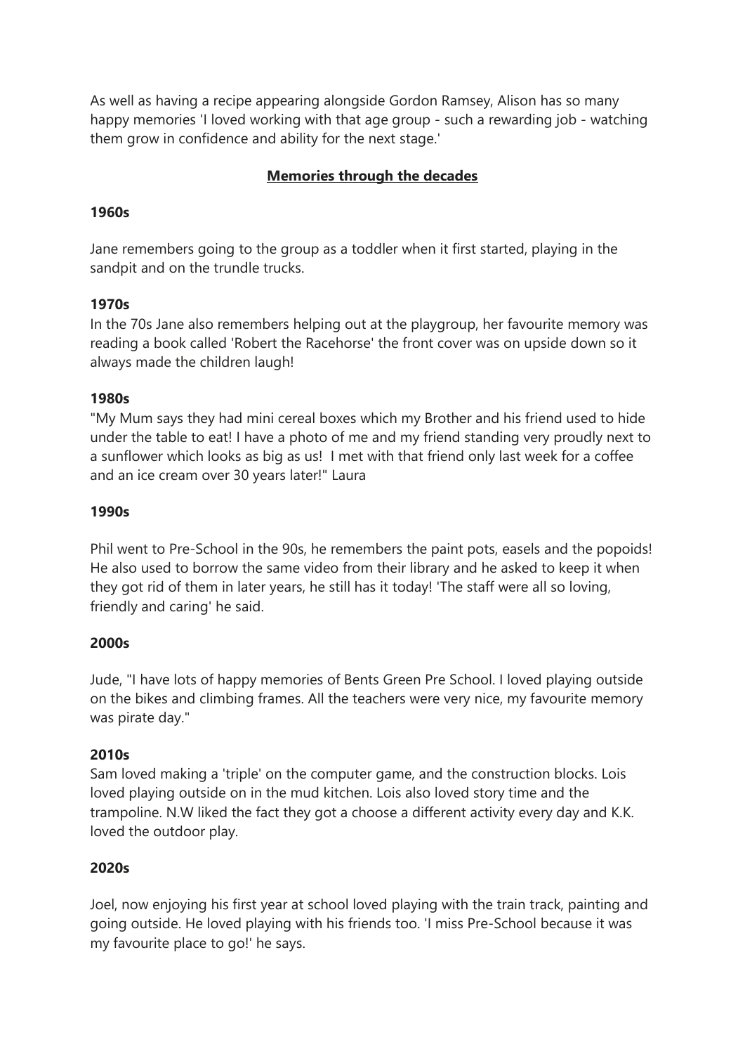As well as having a recipe appearing alongside Gordon Ramsey, Alison has so many happy memories 'I loved working with that age group - such a rewarding job - watching them grow in confidence and ability for the next stage.'

## Memories through the decades

### 1960s

Jane remembers going to the group as a toddler when it first started, playing in the sandpit and on the trundle trucks.

### 1970s

In the 70s Jane also remembers helping out at the playgroup, her favourite memory was reading a book called 'Robert the Racehorse' the front cover was on upside down so it always made the children laugh!

### 1980s

"My Mum says they had mini cereal boxes which my Brother and his friend used to hide under the table to eat! I have a photo of me and my friend standing very proudly next to a sunflower which looks as big as us! I met with that friend only last week for a coffee and an ice cream over 30 years later!" Laura

### 1990s

Phil went to Pre-School in the 90s, he remembers the paint pots, easels and the popoids! He also used to borrow the same video from their library and he asked to keep it when they got rid of them in later years, he still has it today! 'The staff were all so loving, friendly and caring' he said.

### 2000s

Jude, "I have lots of happy memories of Bents Green Pre School. I loved playing outside on the bikes and climbing frames. All the teachers were very nice, my favourite memory was pirate day."

### 2010s

Sam loved making a 'triple' on the computer game, and the construction blocks. Lois loved playing outside on in the mud kitchen. Lois also loved story time and the trampoline. N.W liked the fact they got a choose a different activity every day and K.K. loved the outdoor play.

### 2020s

Joel, now enjoying his first year at school loved playing with the train track, painting and going outside. He loved playing with his friends too. 'I miss Pre-School because it was my favourite place to go!' he says.